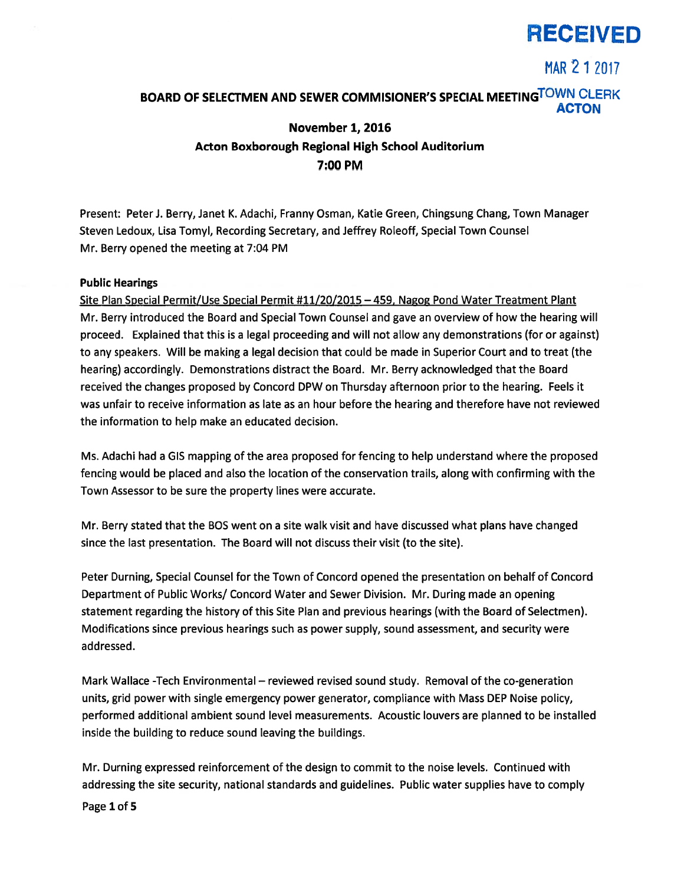RECEIVED

MAR 21 2017

TOWN CLERK
ACTON

## BOARD OF SELECTMEN AND SEWER COMMISIONER'S SPECIAL MEETING

### November 1, 2016
### Acton Boxborough Regional High School Auditorium
### 7:00 PM

Present: Peter J. Berry, Janet K. Adachi, Franny Osman, Katie Green, Chingsung Chang, Town Manager Steven Ledoux, Lisa Tomyl, Recording Secretary, and Jeffrey Roleoff, Special Town Counsel
Mr. Berry opened the meeting at 7:04 PM

**Public Hearings**

Site Plan Special Permit/Use Special Permit #11/20/2015 – 459, Nagog Pond Water Treatment Plant
Mr. Berry introduced the Board and Special Town Counsel and gave an overview of how the hearing will proceed. Explained that this is a legal proceeding and will not allow any demonstrations (for or against) to any speakers. Will be making a legal decision that could be made in Superior Court and to treat (the hearing) accordingly. Demonstrations distract the Board. Mr. Berry acknowledged that the Board received the changes proposed by Concord DPW on Thursday afternoon prior to the hearing. Feels it was unfair to receive information as late as an hour before the hearing and therefore have not reviewed the information to help make an educated decision.

Ms. Adachi had a GIS mapping of the area proposed for fencing to help understand where the proposed fencing would be placed and also the location of the conservation trails, along with confirming with the Town Assessor to be sure the property lines were accurate.

Mr. Berry stated that the BOS went on a site walk visit and have discussed what plans have changed since the last presentation. The Board will not discuss their visit (to the site).

Peter Durning, Special Counsel for the Town of Concord opened the presentation on behalf of Concord Department of Public Works/ Concord Water and Sewer Division. Mr. During made an opening statement regarding the history of this Site Plan and previous hearings (with the Board of Selectmen). Modifications since previous hearings such as power supply, sound assessment, and security were addressed.

Mark Wallace -Tech Environmental – reviewed revised sound study. Removal of the co-generation units, grid power with single emergency power generator, compliance with Mass DEP Noise policy, performed additional ambient sound level measurements. Acoustic louvers are planned to be installed inside the building to reduce sound leaving the buildings.

Mr. Durning expressed reinforcement of the design to commit to the noise levels. Continued with addressing the site security, national standards and guidelines. Public water supplies have to comply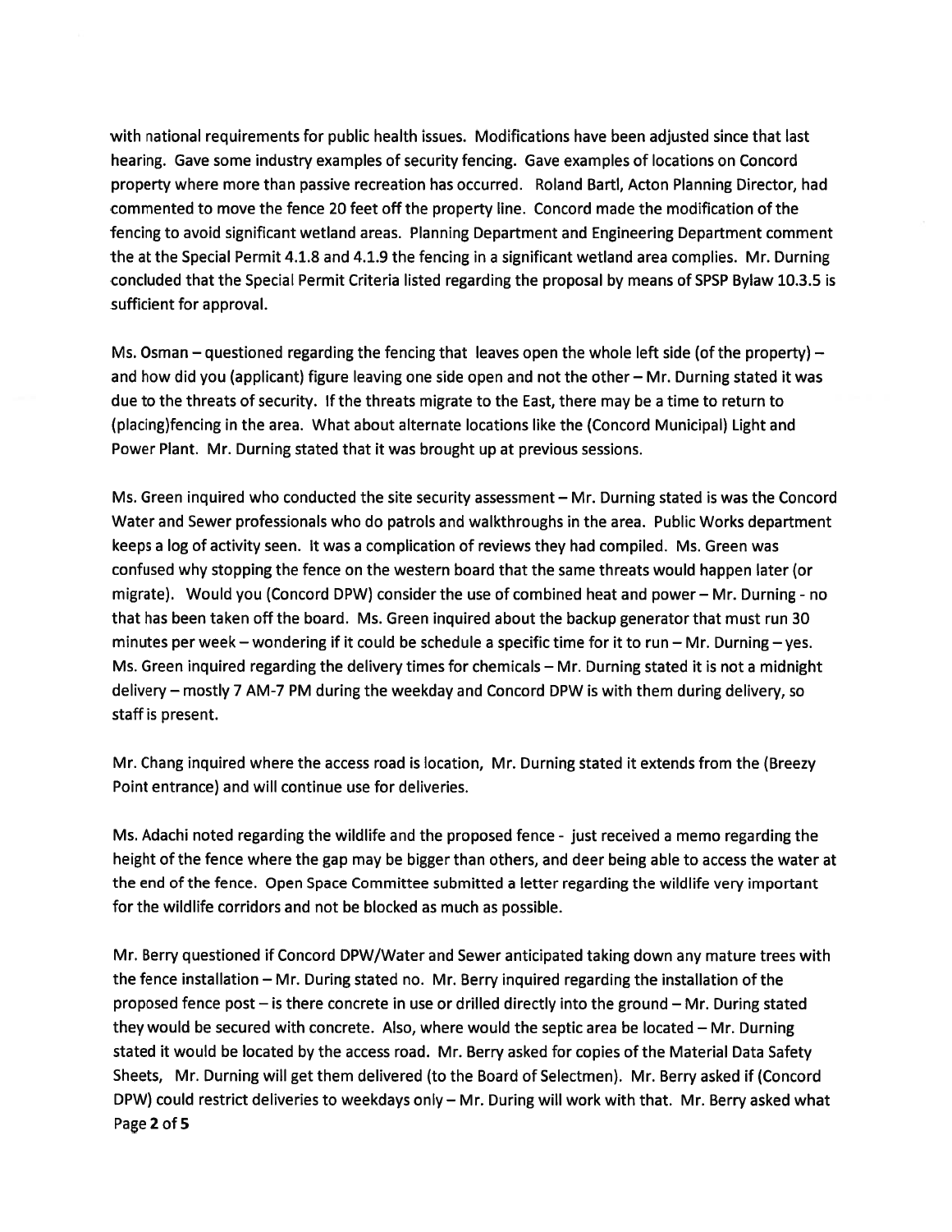with national requirements for public health issues. Modifications have been adjusted since that last hearing. Gave some industry examples of security fencing. Gave examples of locations on Concord property where more than passive recreation has occurred. Roland Bartl, Acton Planning Director, had commented to move the fence 20 feet off the property line. Concord made the modification of the fencing to avoid significant wetland areas. Planning Department and Engineering Department comment the at the Special Permit 4.1.8 and 4.1.9 the fencing in a significant wetland area complies. Mr. Durning concluded that the Special Permit Criteria listed regarding the proposal by means of SPSP Bylaw 10.3.5 is sufficient for approval.

Ms. Osman – questioned regarding the fencing that leaves open the whole left side (of the property) – and how did you (applicant) figure leaving one side open and not the other – Mr. Durning stated it was due to the threats of security. If the threats migrate to the East, there may be a time to return to (placing)fencing in the area. What about alternate locations like the (Concord Municipal) Light and Power Plant. Mr. Durning stated that it was brought up at previous sessions.

Ms. Green inquired who conducted the site security assessment – Mr. Durning stated is was the Concord Water and Sewer professionals who do patrols and walkthroughs in the area. Public Works department keeps a log of activity seen. It was a complication of reviews they had compiled. Ms. Green was confused why stopping the fence on the western board that the same threats would happen later (or migrate). Would you (Concord DPW) consider the use of combined heat and power – Mr. Durning - no that has been taken off the board. Ms. Green inquired about the backup generator that must run 30 minutes per week – wondering if it could be schedule a specific time for it to run – Mr. Durning – yes. Ms. Green inquired regarding the delivery times for chemicals – Mr. Durning stated it is not a midnight delivery – mostly 7 AM-7 PM during the weekday and Concord DPW is with them during delivery, so staff is present.

Mr. Chang inquired where the access road is location, Mr. Durning stated it extends from the (Breezy Point entrance) and will continue use for deliveries.

Ms. Adachi noted regarding the wildlife and the proposed fence - just received a memo regarding the height of the fence where the gap may be bigger than others, and deer being able to access the water at the end of the fence. Open Space Committee submitted a letter regarding the wildlife very important for the wildlife corridors and not be blocked as much as possible.

Mr. Berry questioned if Concord DPW/Water and Sewer anticipated taking down any mature trees with the fence installation – Mr. During stated no. Mr. Berry inquired regarding the installation of the proposed fence post – is there concrete in use or drilled directly into the ground – Mr. During stated they would be secured with concrete. Also, where would the septic area be located – Mr. Durning stated it would be located by the access road. Mr. Berry asked for copies of the Material Data Safety Sheets, Mr. Durning will get them delivered (to the Board of Selectmen). Mr. Berry asked if (Concord DPW) could restrict deliveries to weekdays only – Mr. During will work with that. Mr. Berry asked what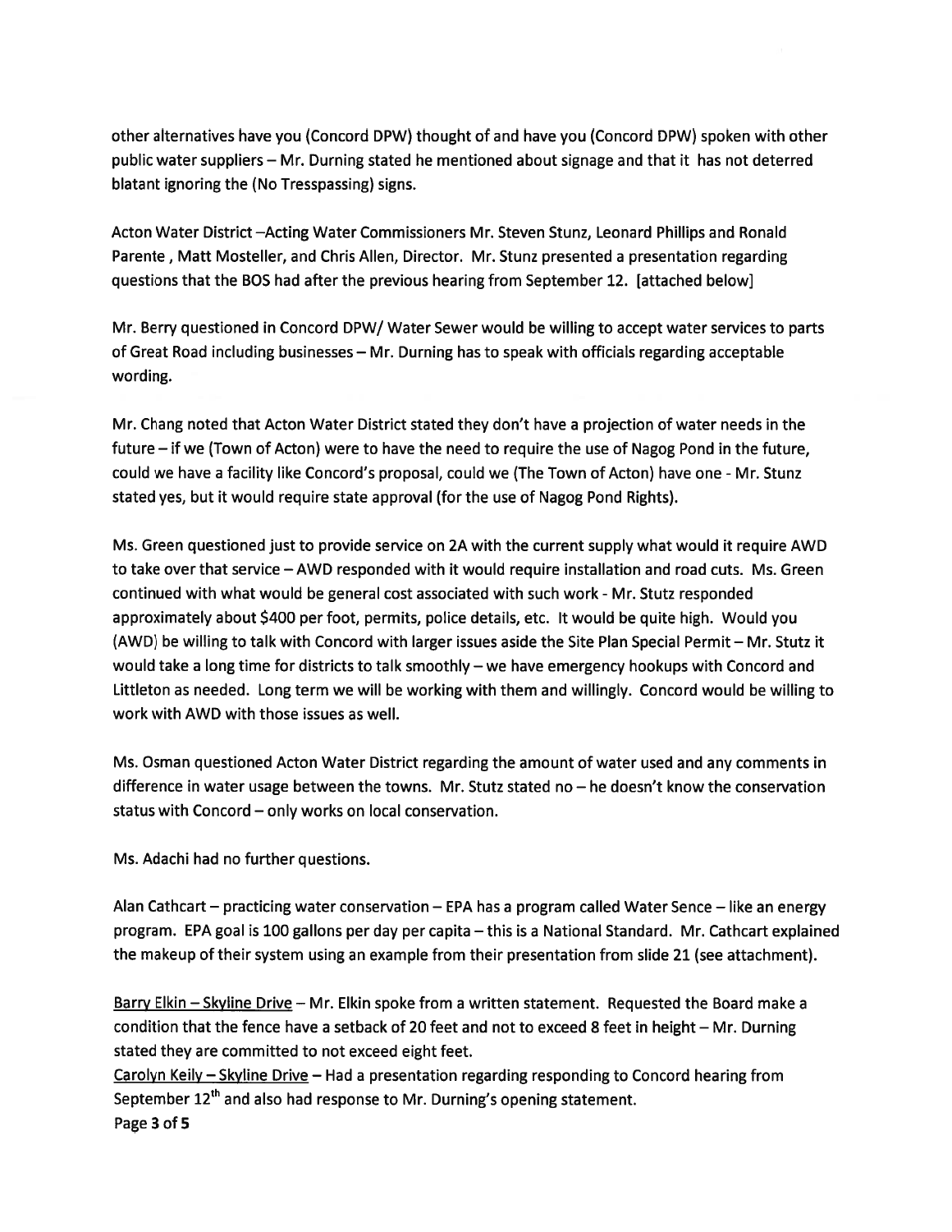other alternatives have you (Concord DPW) thought of and have you (Concord DPW) spoken with other public water suppliers – Mr. Durning stated he mentioned about signage and that it has not deterred blatant ignoring the (No Tresspassing) signs.

Acton Water District –Acting Water Commissioners Mr. Steven Stunz, Leonard Phillips and Ronald Parente , Matt Mosteller, and Chris Allen, Director. Mr. Stunz presented a presentation regarding questions that the BOS had after the previous hearing from September 12. [attached below]

Mr. Berry questioned in Concord DPW/ Water Sewer would be willing to accept water services to parts of Great Road including businesses – Mr. Durning has to speak with officials regarding acceptable wording.

Mr. Chang noted that Acton Water District stated they don't have a projection of water needs in the future – if we (Town of Acton) were to have the need to require the use of Nagog Pond in the future, could we have a facility like Concord's proposal, could we (The Town of Acton) have one - Mr. Stunz stated yes, but it would require state approval (for the use of Nagog Pond Rights).

Ms. Green questioned just to provide service on 2A with the current supply what would it require AWD to take over that service – AWD responded with it would require installation and road cuts. Ms. Green continued with what would be general cost associated with such work - Mr. Stutz responded approximately about $400 per foot, permits, police details, etc. It would be quite high. Would you (AWD) be willing to talk with Concord with larger issues aside the Site Plan Special Permit – Mr. Stutz it would take a long time for districts to talk smoothly – we have emergency hookups with Concord and Littleton as needed. Long term we will be working with them and willingly. Concord would be willing to work with AWD with those issues as well.

Ms. Osman questioned Acton Water District regarding the amount of water used and any comments in difference in water usage between the towns. Mr. Stutz stated no – he doesn't know the conservation status with Concord – only works on local conservation.

Ms. Adachi had no further questions.

Alan Cathcart – practicing water conservation – EPA has a program called Water Sence – like an energy program. EPA goal is 100 gallons per day per capita – this is a National Standard. Mr. Cathcart explained the makeup of their system using an example from their presentation from slide 21 (see attachment).

Barry Elkin – Skyline Drive – Mr. Elkin spoke from a written statement. Requested the Board make a condition that the fence have a setback of 20 feet and not to exceed 8 feet in height – Mr. Durning stated they are committed to not exceed eight feet.
Carolyn Keily – Skyline Drive – Had a presentation regarding responding to Concord hearing from September 12th and also had response to Mr. Durning's opening statement.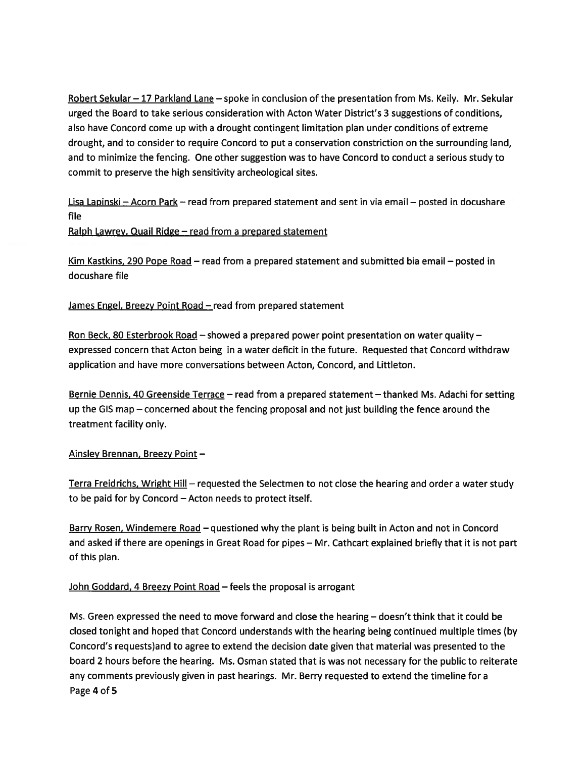Robert Sekular – 17 Parkland Lane – spoke in conclusion of the presentation from Ms. Keily. Mr. Sekular urged the Board to take serious consideration with Acton Water District's 3 suggestions of conditions, also have Concord come up with a drought contingent limitation plan under conditions of extreme drought, and to consider to require Concord to put a conservation constriction on the surrounding land, and to minimize the fencing. One other suggestion was to have Concord to conduct a serious study to commit to preserve the high sensitivity archeological sites.

Lisa Lapinski – Acorn Park – read from prepared statement and sent in via email – posted in docushare file

Ralph Lawrey, Quail Ridge – read from a prepared statement

Kim Kastkins, 290 Pope Road – read from a prepared statement and submitted bia email – posted in docushare file

James Engel, Breezy Point Road – read from prepared statement

Ron Beck, 80 Esterbrook Road – showed a prepared power point presentation on water quality – expressed concern that Acton being in a water deficit in the future. Requested that Concord withdraw application and have more conversations between Acton, Concord, and Littleton.

Bernie Dennis, 40 Greenside Terrace – read from a prepared statement – thanked Ms. Adachi for setting up the GIS map – concerned about the fencing proposal and not just building the fence around the treatment facility only.

Ainsley Brennan, Breezy Point –

Terra Freidrichs, Wright Hill – requested the Selectmen to not close the hearing and order a water study to be paid for by Concord – Acton needs to protect itself.

Barry Rosen, Windemere Road – questioned why the plant is being built in Acton and not in Concord and asked if there are openings in Great Road for pipes – Mr. Cathcart explained briefly that it is not part of this plan.

John Goddard, 4 Breezy Point Road – feels the proposal is arrogant

Ms. Green expressed the need to move forward and close the hearing – doesn't think that it could be closed tonight and hoped that Concord understands with the hearing being continued multiple times (by Concord's requests)and to agree to extend the decision date given that material was presented to the board 2 hours before the hearing. Ms. Osman stated that is was not necessary for the public to reiterate any comments previously given in past hearings. Mr. Berry requested to extend the timeline for a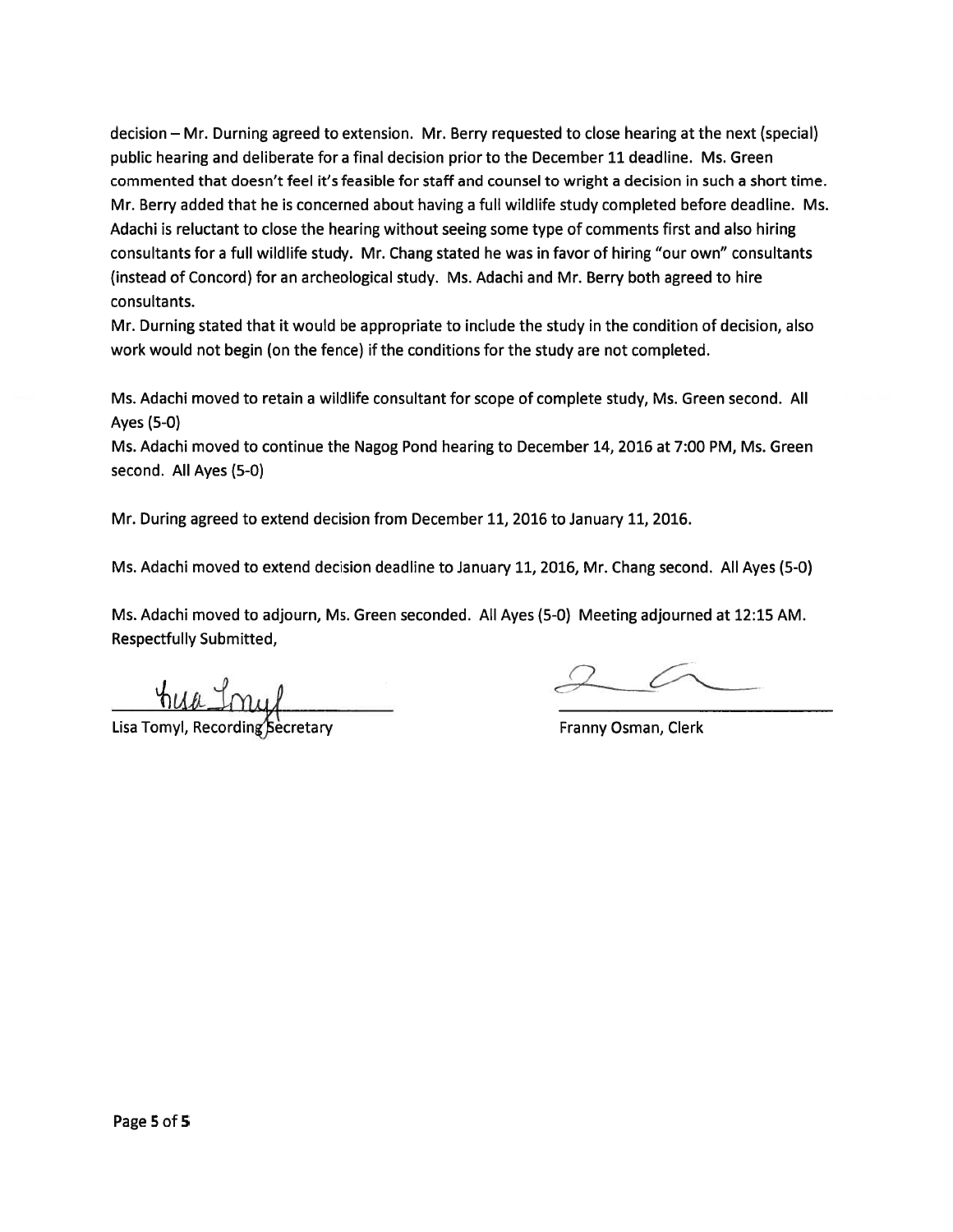decision – Mr. Durning agreed to extension. Mr. Berry requested to close hearing at the next (special) public hearing and deliberate for a final decision prior to the December 11 deadline. Ms. Green commented that doesn't feel it's feasible for staff and counsel to wright a decision in such a short time. Mr. Berry added that he is concerned about having a full wildlife study completed before deadline. Ms. Adachi is reluctant to close the hearing without seeing some type of comments first and also hiring consultants for a full wildlife study. Mr. Chang stated he was in favor of hiring "our own" consultants (instead of Concord) for an archeological study. Ms. Adachi and Mr. Berry both agreed to hire consultants.

Mr. Durning stated that it would be appropriate to include the study in the condition of decision, also work would not begin (on the fence) if the conditions for the study are not completed.

Ms. Adachi moved to retain a wildlife consultant for scope of complete study, Ms. Green second. All Ayes (5-0)

Ms. Adachi moved to continue the Nagog Pond hearing to December 14, 2016 at 7:00 PM, Ms. Green second. All Ayes (5-0)

Mr. During agreed to extend decision from December 11, 2016 to January 11, 2016.

Ms. Adachi moved to extend decision deadline to January 11, 2016, Mr. Chang second. All Ayes (5-0)

Ms. Adachi moved to adjourn, Ms. Green seconded. All Ayes (5-0) Meeting adjourned at 12:15 AM.

Respectfully Submitted,

Lisa Tomyl, Recording Secretary

Franny Osman, Clerk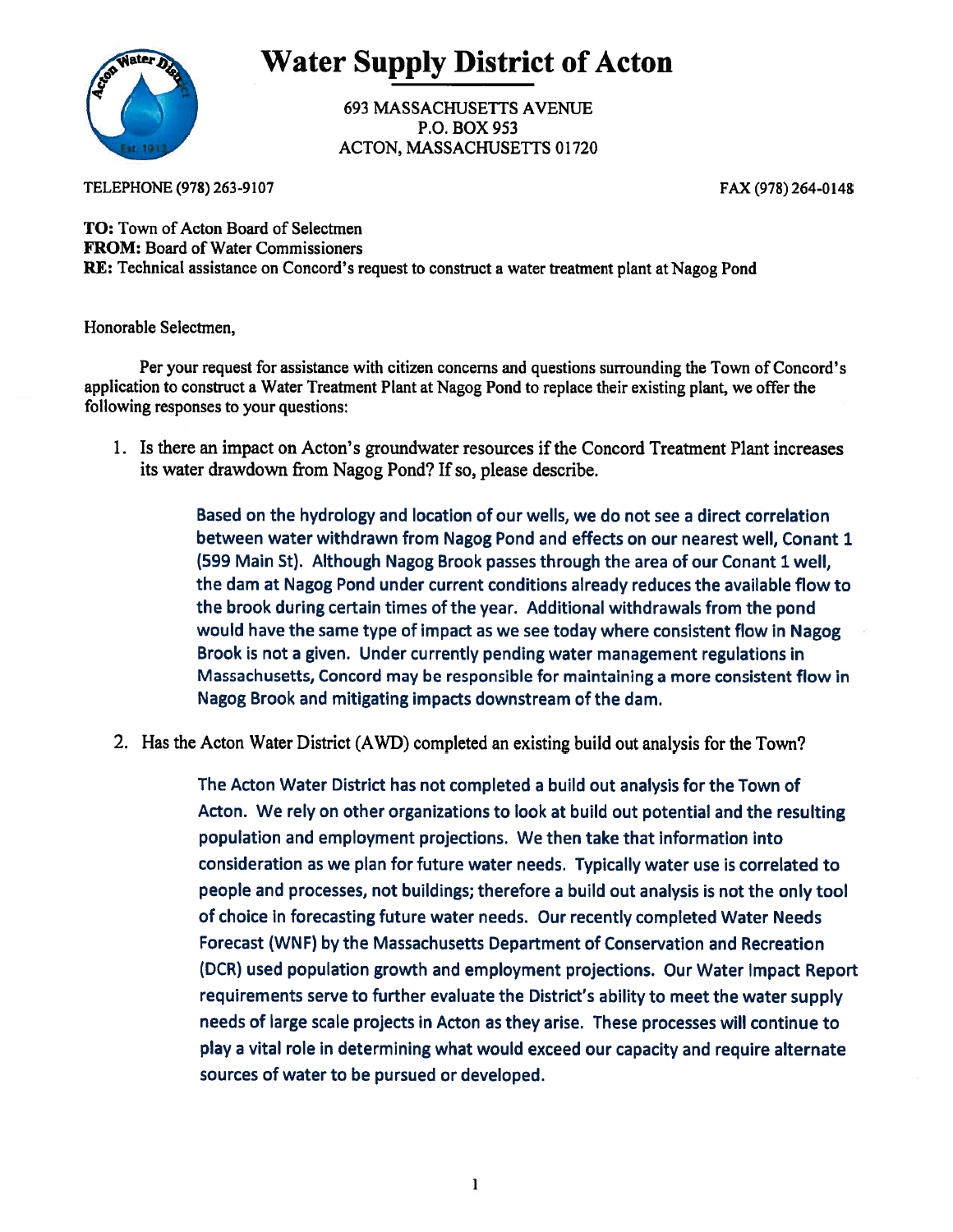# Water Supply District of Acton

693 MASSACHUSETTS AVENUE
P.O. BOX 953
ACTON, MASSACHUSETTS 01720

TELEPHONE (978) 263-9107 FAX (978) 264-0148

**TO:** Town of Acton Board of Selectmen
**FROM:** Board of Water Commissioners
**RE:** Technical assistance on Concord's request to construct a water treatment plant at Nagog Pond

Honorable Selectmen,

Per your request for assistance with citizen concerns and questions surrounding the Town of Concord's application to construct a Water Treatment Plant at Nagog Pond to replace their existing plant, we offer the following responses to your questions:

1. Is there an impact on Acton's groundwater resources if the Concord Treatment Plant increases its water drawdown from Nagog Pond? If so, please describe.

   Based on the hydrology and location of our wells, we do not see a direct correlation between water withdrawn from Nagog Pond and effects on our nearest well, Conant 1 (599 Main St). Although Nagog Brook passes through the area of our Conant 1 well, the dam at Nagog Pond under current conditions already reduces the available flow to the brook during certain times of the year. Additional withdrawals from the pond would have the same type of impact as we see today where consistent flow in Nagog Brook is not a given. Under currently pending water management regulations in Massachusetts, Concord may be responsible for maintaining a more consistent flow in Nagog Brook and mitigating impacts downstream of the dam.

2. Has the Acton Water District (AWD) completed an existing build out analysis for the Town?

   The Acton Water District has not completed a build out analysis for the Town of Acton. We rely on other organizations to look at build out potential and the resulting population and employment projections. We then take that information into consideration as we plan for future water needs. Typically water use is correlated to people and processes, not buildings; therefore a build out analysis is not the only tool of choice in forecasting future water needs. Our recently completed Water Needs Forecast (WNF) by the Massachusetts Department of Conservation and Recreation (DCR) used population growth and employment projections. Our Water Impact Report requirements serve to further evaluate the District's ability to meet the water supply needs of large scale projects in Acton as they arise. These processes will continue to play a vital role in determining what would exceed our capacity and require alternate sources of water to be pursued or developed.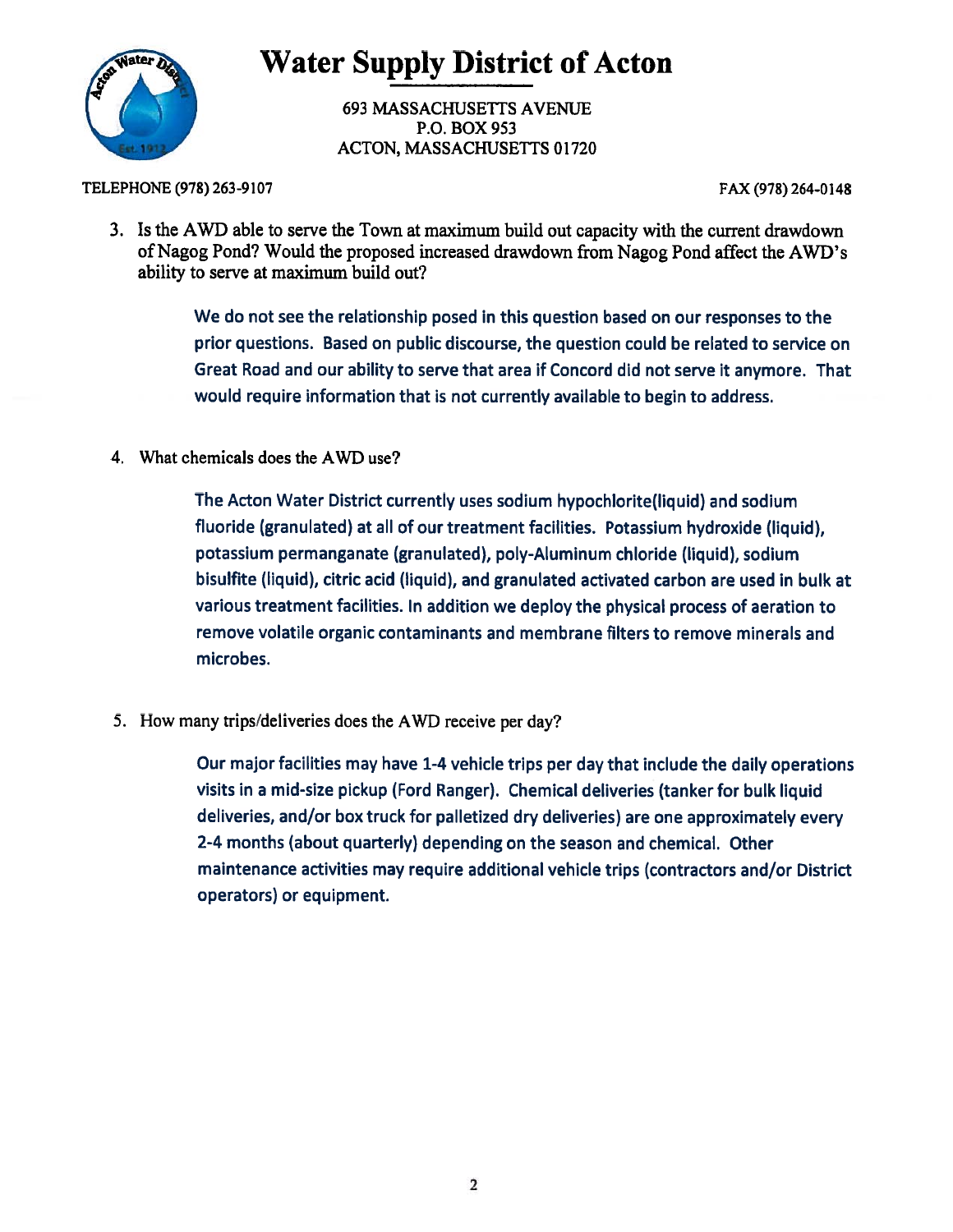# Water Supply District of Acton

693 MASSACHUSETTS AVENUE
P.O. BOX 953
ACTON, MASSACHUSETTS 01720

TELEPHONE (978) 263-9107 FAX (978) 264-0148

3. Is the AWD able to serve the Town at maximum build out capacity with the current drawdown of Nagog Pond? Would the proposed increased drawdown from Nagog Pond affect the AWD's ability to serve at maximum build out?

   **We do not see the relationship posed in this question based on our responses to the prior questions. Based on public discourse, the question could be related to service on Great Road and our ability to serve that area if Concord did not serve it anymore. That would require information that is not currently available to begin to address.**

4. What chemicals does the AWD use?

   **The Acton Water District currently uses sodium hypochlorite(liquid) and sodium fluoride (granulated) at all of our treatment facilities. Potassium hydroxide (liquid), potassium permanganate (granulated), poly-Aluminum chloride (liquid), sodium bisulfite (liquid), citric acid (liquid), and granulated activated carbon are used in bulk at various treatment facilities. In addition we deploy the physical process of aeration to remove volatile organic contaminants and membrane filters to remove minerals and microbes.**

5. How many trips/deliveries does the AWD receive per day?

   **Our major facilities may have 1-4 vehicle trips per day that include the daily operations visits in a mid-size pickup (Ford Ranger). Chemical deliveries (tanker for bulk liquid deliveries, and/or box truck for palletized dry deliveries) are one approximately every 2-4 months (about quarterly) depending on the season and chemical. Other maintenance activities may require additional vehicle trips (contractors and/or District operators) or equipment.**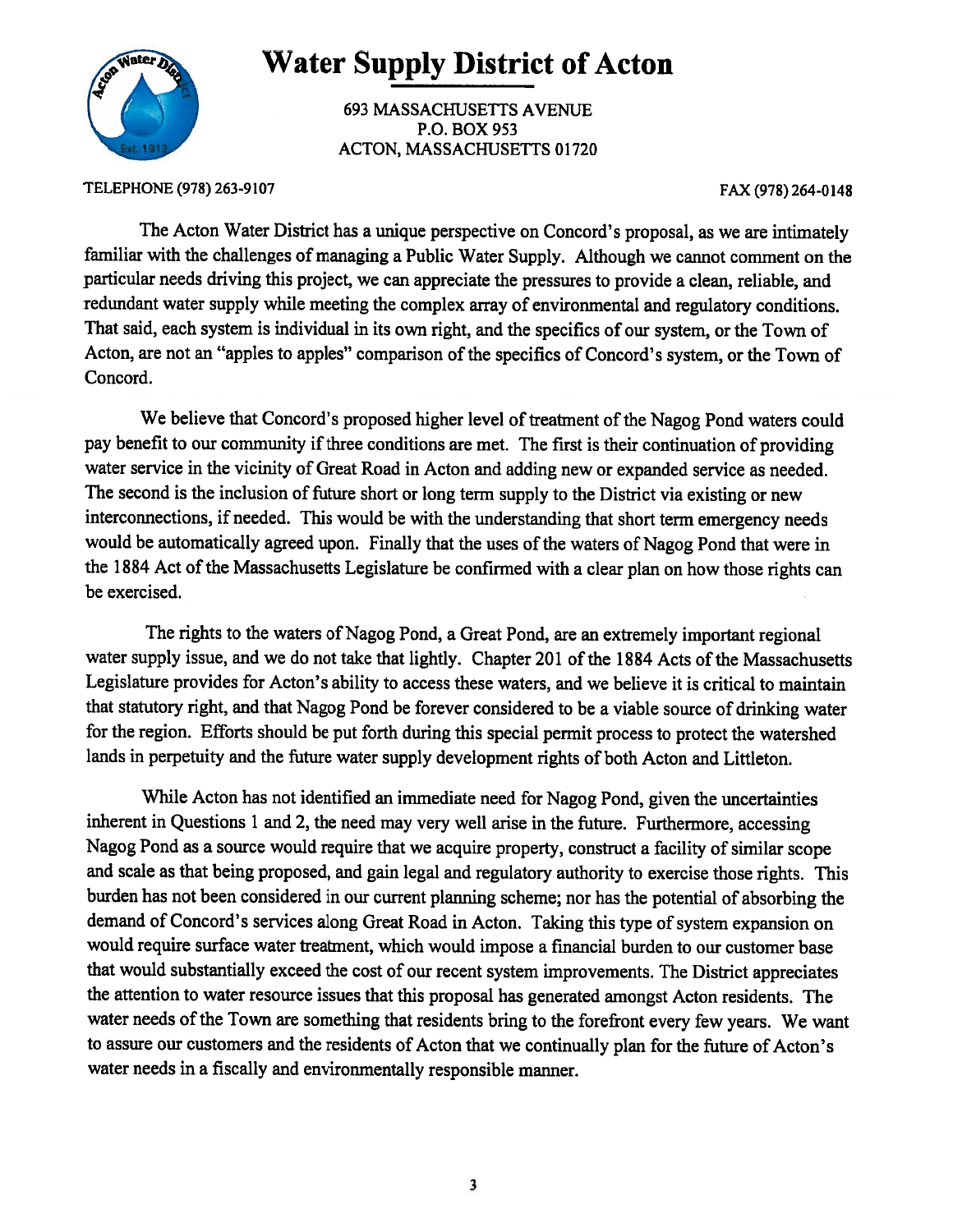# Water Supply District of Acton

693 MASSACHUSETTS AVENUE
P.O. BOX 953
ACTON, MASSACHUSETTS 01720

TELEPHONE (978) 263-9107 FAX (978) 264-0148

The Acton Water District has a unique perspective on Concord's proposal, as we are intimately familiar with the challenges of managing a Public Water Supply. Although we cannot comment on the particular needs driving this project, we can appreciate the pressures to provide a clean, reliable, and redundant water supply while meeting the complex array of environmental and regulatory conditions. That said, each system is individual in its own right, and the specifics of our system, or the Town of Acton, are not an "apples to apples" comparison of the specifics of Concord's system, or the Town of Concord.

We believe that Concord's proposed higher level of treatment of the Nagog Pond waters could pay benefit to our community if three conditions are met. The first is their continuation of providing water service in the vicinity of Great Road in Acton and adding new or expanded service as needed. The second is the inclusion of future short or long term supply to the District via existing or new interconnections, if needed. This would be with the understanding that short term emergency needs would be automatically agreed upon. Finally that the uses of the waters of Nagog Pond that were in the 1884 Act of the Massachusetts Legislature be confirmed with a clear plan on how those rights can be exercised.

The rights to the waters of Nagog Pond, a Great Pond, are an extremely important regional water supply issue, and we do not take that lightly. Chapter 201 of the 1884 Acts of the Massachusetts Legislature provides for Acton's ability to access these waters, and we believe it is critical to maintain that statutory right, and that Nagog Pond be forever considered to be a viable source of drinking water for the region. Efforts should be put forth during this special permit process to protect the watershed lands in perpetuity and the future water supply development rights of both Acton and Littleton.

While Acton has not identified an immediate need for Nagog Pond, given the uncertainties inherent in Questions 1 and 2, the need may very well arise in the future. Furthermore, accessing Nagog Pond as a source would require that we acquire property, construct a facility of similar scope and scale as that being proposed, and gain legal and regulatory authority to exercise those rights. This burden has not been considered in our current planning scheme; nor has the potential of absorbing the demand of Concord's services along Great Road in Acton. Taking this type of system expansion on would require surface water treatment, which would impose a financial burden to our customer base that would substantially exceed the cost of our recent system improvements. The District appreciates the attention to water resource issues that this proposal has generated amongst Acton residents. The water needs of the Town are something that residents bring to the forefront every few years. We want to assure our customers and the residents of Acton that we continually plan for the future of Acton's water needs in a fiscally and environmentally responsible manner.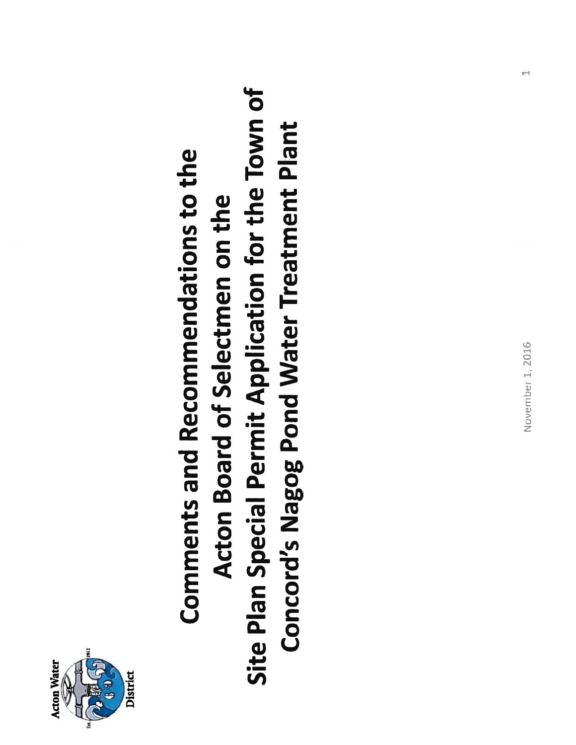Acton Water District

# Comments and Recommendations to the Acton Board of Selectmen on the Site Plan Special Permit Application for the Town of Concord's Nagog Pond Water Treatment Plant

November 1, 2016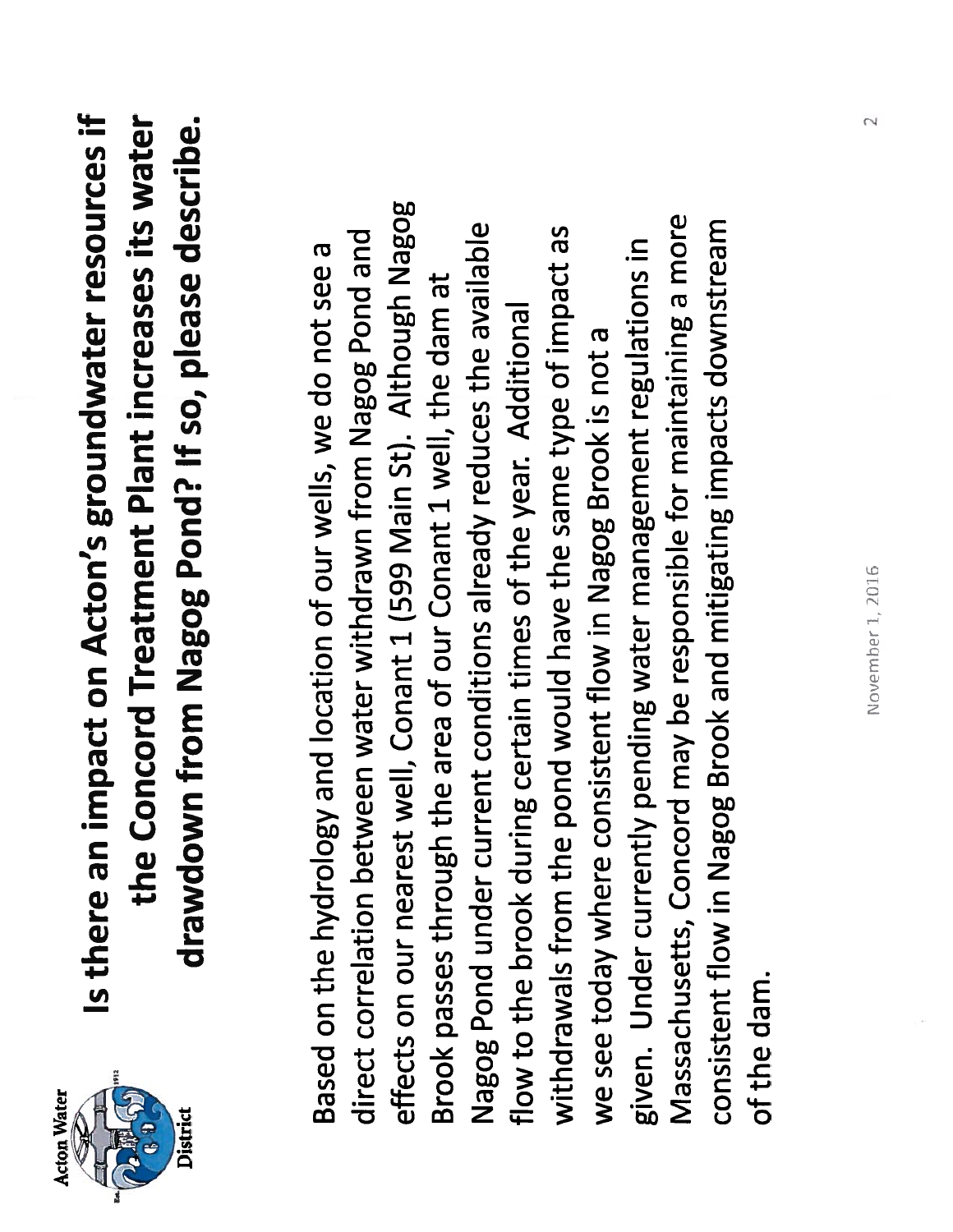# Is there an impact on Acton's groundwater resources if the Concord Treatment Plant increases its water drawdown from Nagog Pond? If so, please describe.

Based on the hydrology and location of our wells, we do not see a direct correlation between water withdrawn from Nagog Pond and effects on our nearest well, Conant 1 (599 Main St). Although Nagog Brook passes through the area of our Conant 1 well, the dam at Nagog Pond under current conditions already reduces the available flow to the brook during certain times of the year. Additional withdrawals from the pond would have the same type of impact as we see today where consistent flow in Nagog Brook is not a given. Under currently pending water management regulations in Massachusetts, Concord may be responsible for maintaining a more consistent flow in Nagog Brook and mitigating impacts downstream of the dam.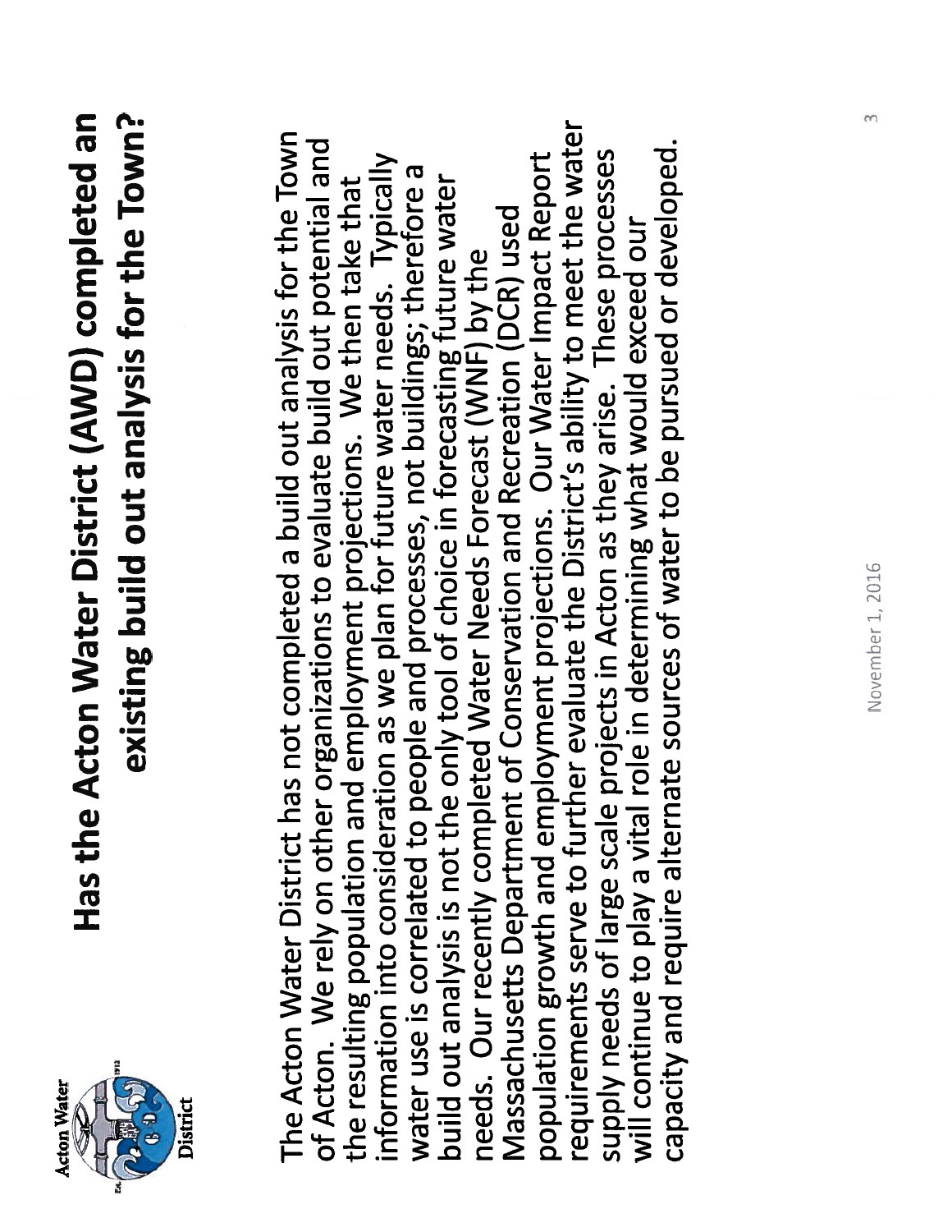# Has the Acton Water District (AWD) completed an existing build out analysis for the Town?

The Acton Water District has not completed a build out analysis for the Town of Acton. We rely on other organizations to evaluate build out potential and the resulting population and employment projections. We then take that information into consideration as we plan for future water needs. Typically water use is correlated to people and processes, not buildings; therefore a build out analysis is not the only tool of choice in forecasting future water needs. Our recently completed Water Needs Forecast (WNF) by the Massachusetts Department of Conservation and Recreation (DCR) used population growth and employment projections. Our Water Impact Report requirements serve to further evaluate the District's ability to meet the water supply needs of large scale projects in Acton as they arise. These processes will continue to play a vital role in determining what would exceed our capacity and require alternate sources of water to be pursued or developed.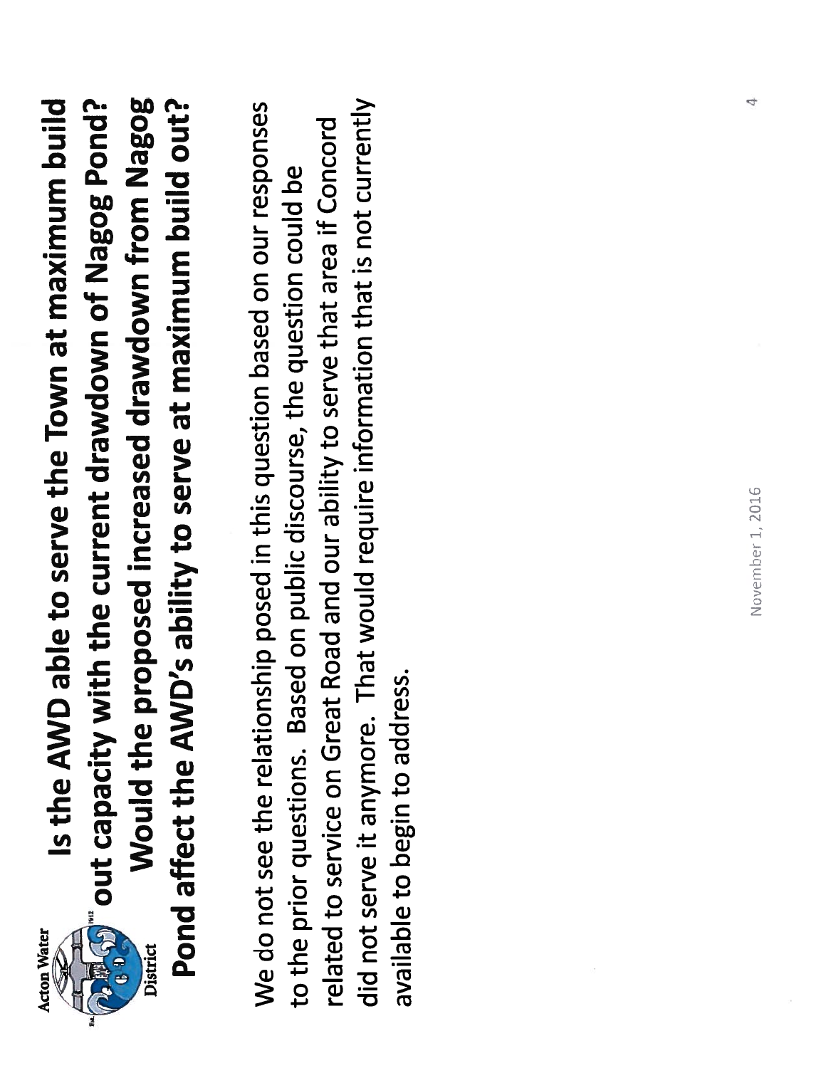# Is the AWD able to serve the Town at maximum build out capacity with the current drawdown of Nagog Pond? Would the proposed increased drawdown from Nagog Pond affect the AWD's ability to serve at maximum build out?

We do not see the relationship posed in this question based on our responses to the prior questions. Based on public discourse, the question could be related to service on Great Road and our ability to serve that area if Concord did not serve it anymore. That would require information that is not currently available to begin to address.

November 1, 2016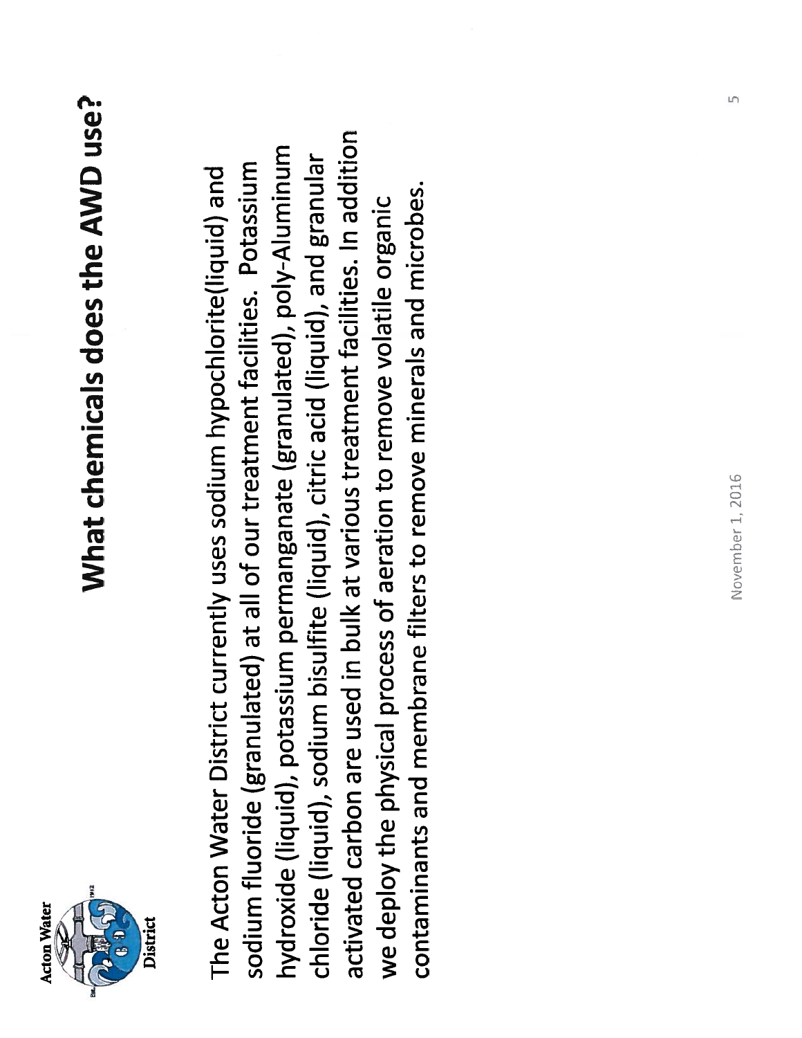# What chemicals does the AWD use?

The Acton Water District currently uses sodium hypochlorite(liquid) and sodium fluoride (granulated) at all of our treatment facilities. Potassium hydroxide (liquid), potassium permanganate (granulated), poly-Aluminum chloride (liquid), sodium bisulfite (liquid), citric acid (liquid), and granular activated carbon are used in bulk at various treatment facilities. In addition we deploy the physical process of aeration to remove volatile organic contaminants and membrane filters to remove minerals and microbes.

November 1, 2016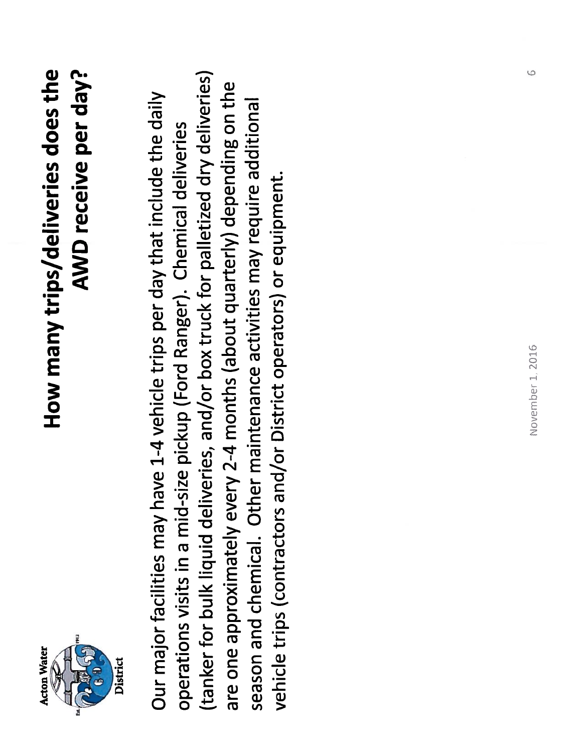# How many trips/deliveries does the AWD receive per day?

Our major facilities may have 1-4 vehicle trips per day that include the daily operations visits in a mid-size pickup (Ford Ranger). Chemical deliveries (tanker for bulk liquid deliveries, and/or box truck for palletized dry deliveries) are one approximately every 2-4 months (about quarterly) depending on the season and chemical. Other maintenance activities may require additional vehicle trips (contractors and/or District operators) or equipment.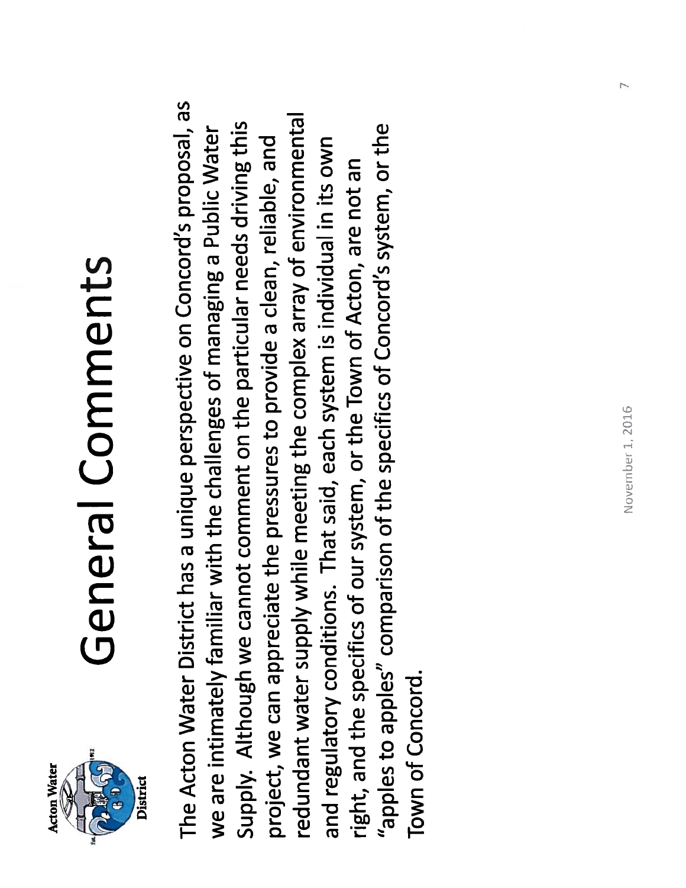# General Comments

The Acton Water District has a unique perspective on Concord's proposal, as we are intimately familiar with the challenges of managing a Public Water Supply. Although we cannot comment on the particular needs driving this project, we can appreciate the pressures to provide a clean, reliable, and redundant water supply while meeting the complex array of environmental and regulatory conditions. That said, each system is individual in its own right, and the specifics of our system, or the Town of Acton, are not an "apples to apples" comparison of the specifics of Concord's system, or the Town of Concord.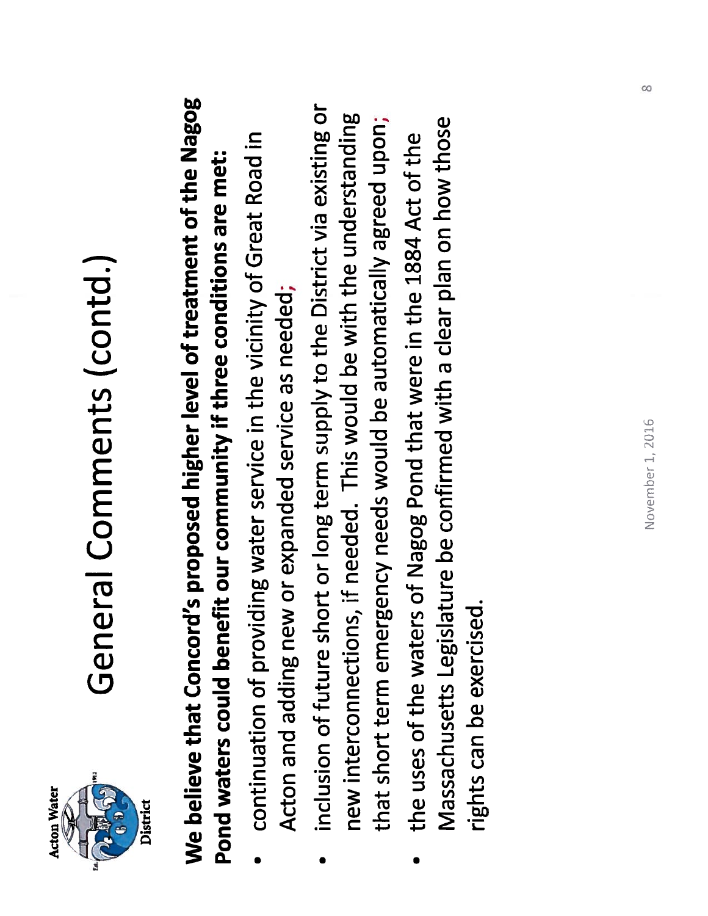Acton Water District

# General Comments (contd.)

**We believe that Concord's proposed higher level of treatment of the Nagog Pond waters could benefit our community if three conditions are met:**

- continuation of providing water service in the vicinity of Great Road in Acton and adding new or expanded service as needed;
- inclusion of future short or long term supply to the District via existing or new interconnections, if needed. This would be with the understanding that short term emergency needs would be automatically agreed upon;
- the uses of the waters of Nagog Pond that were in the 1884 Act of the Massachusetts Legislature be confirmed with a clear plan on how those rights can be exercised.

November 1, 2016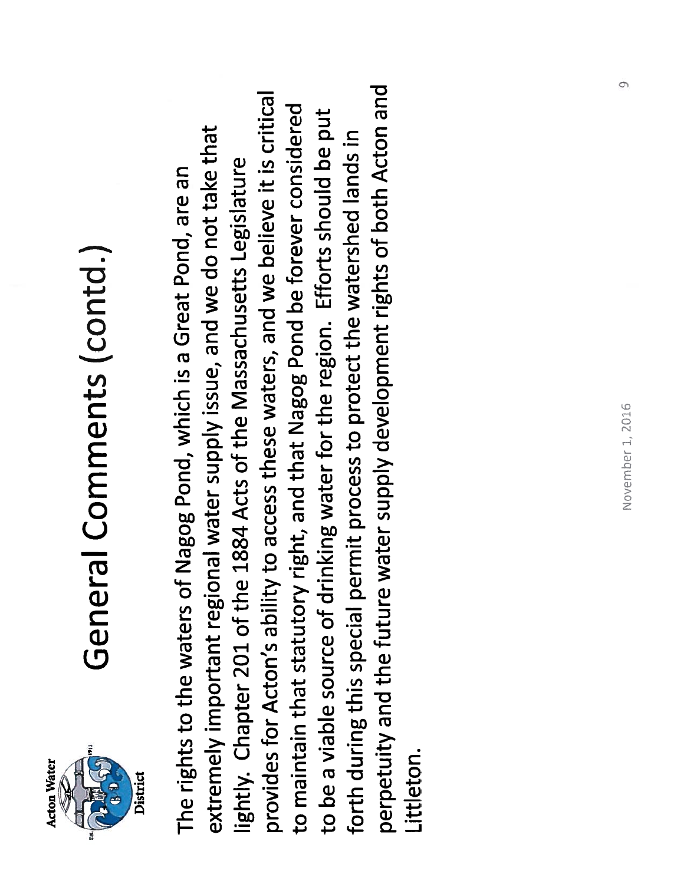Acton Water District

# General Comments (contd.)

The rights to the waters of Nagog Pond, which is a Great Pond, are an extremely important regional water supply issue, and we do not take that lightly. Chapter 201 of the 1884 Acts of the Massachusetts Legislature provides for Acton's ability to access these waters, and we believe it is critical to maintain that statutory right, and that Nagog Pond be forever considered to be a viable source of drinking water for the region. Efforts should be put forth during this special permit process to protect the watershed lands in perpetuity and the future water supply development rights of both Acton and Littleton.

November 1, 2016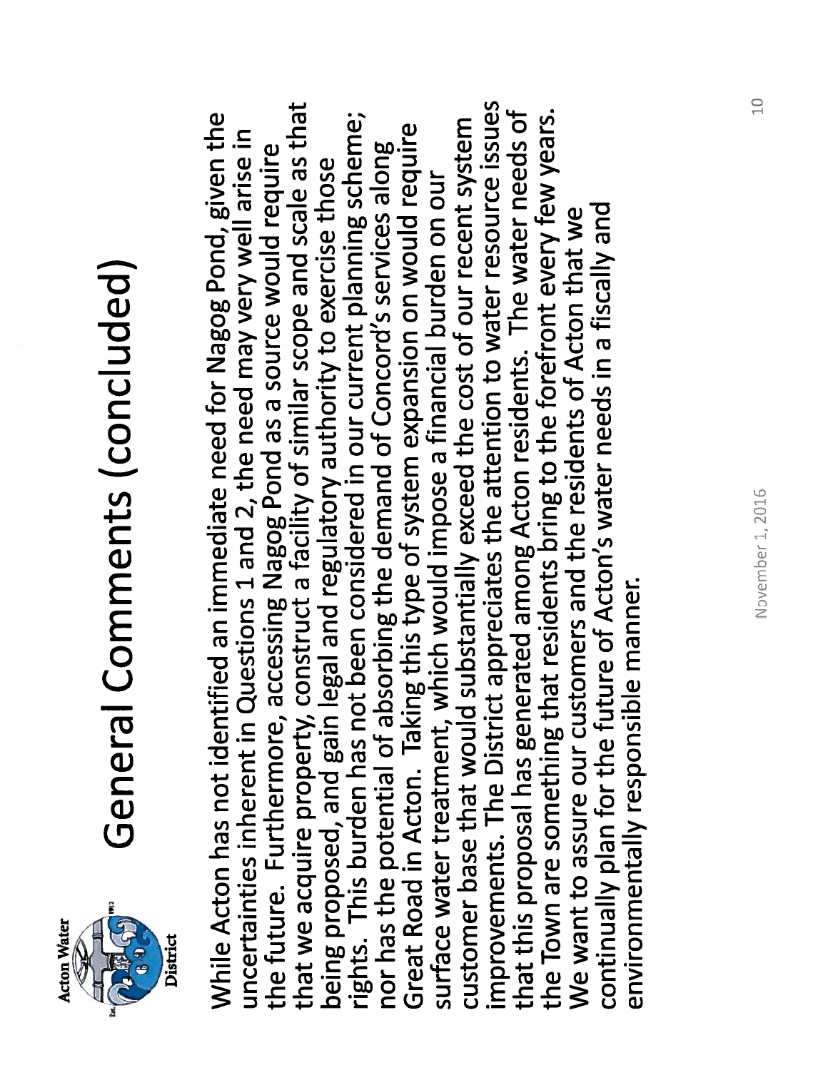Acton Water District

# General Comments (concluded)

While Acton has not identified an immediate need for Nagog Pond, given the uncertainties inherent in Questions 1 and 2, the need may very well arise in the future. Furthermore, accessing Nagog Pond as a source would require that we acquire property, construct a facility of similar scope and scale as that being proposed, and gain legal and regulatory authority to exercise those rights. This burden has not been considered in our current planning scheme; nor has the potential of absorbing the demand of Concord's services along Great Road in Acton. Taking this type of system expansion on would require surface water treatment, which would impose a financial burden on our customer base that would substantially exceed the cost of our recent system improvements. The District appreciates the attention to water resource issues that this proposal has generated among Acton residents. The water needs of the Town are something that residents bring to the forefront every few years. We want to assure our customers and the residents of Acton that we continually plan for the future of Acton's water needs in a fiscally and environmentally responsible manner.

November 1, 2016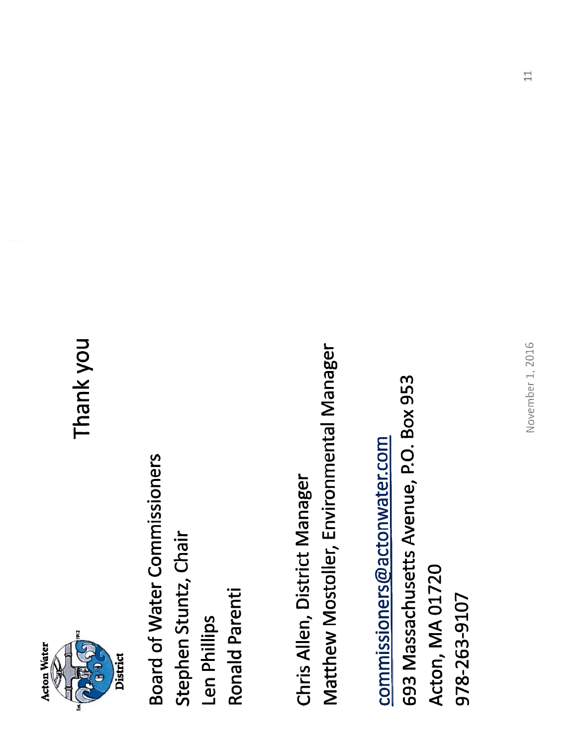Acton Water District

# Thank you

Board of Water Commissioners

Stephen Stuntz, Chair

Len Phillips

Ronald Parenti

Chris Allen, District Manager

Matthew Mostoller, Environmental Manager

commissioners@actonwater.com

693 Massachusetts Avenue, P.O. Box 953

Acton, MA 01720

978-263-9107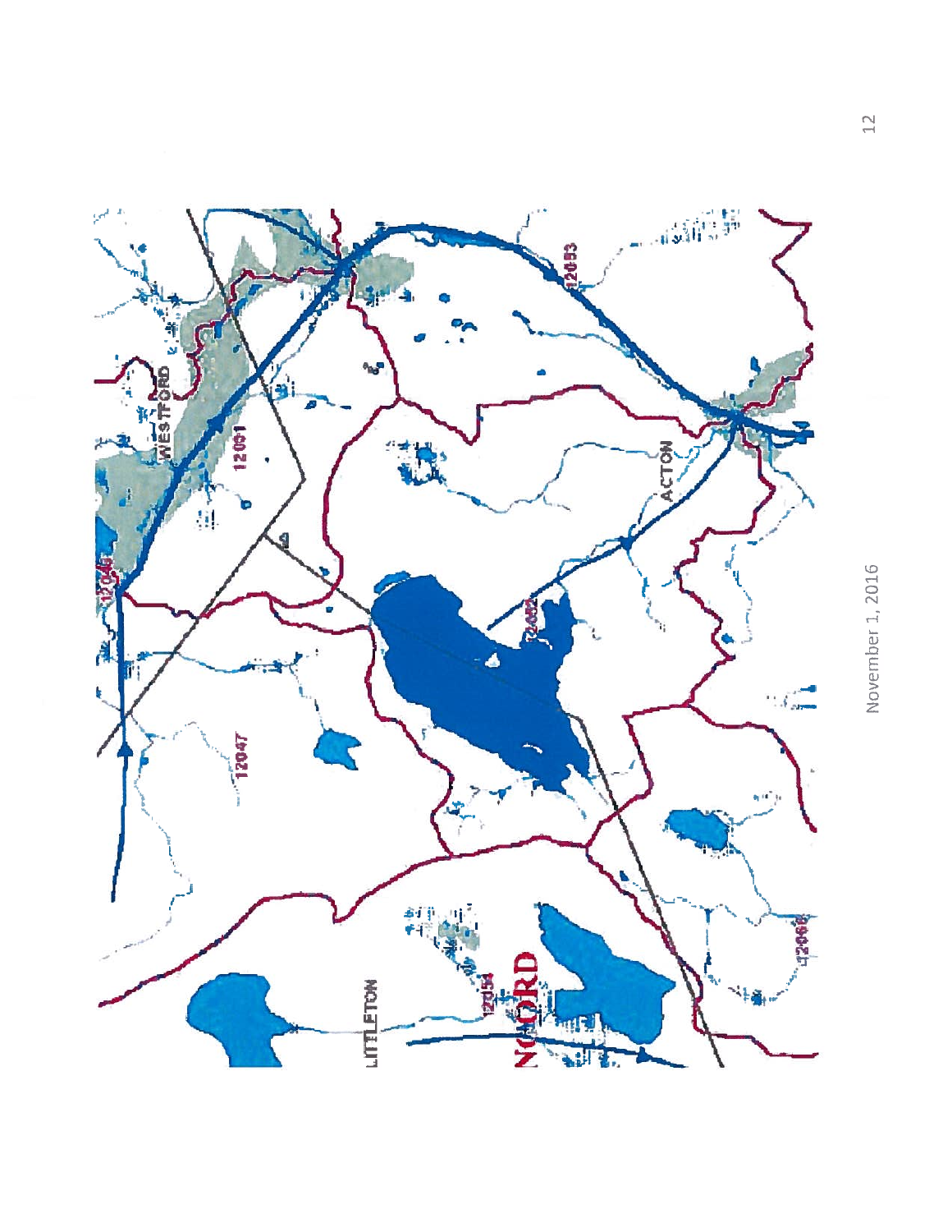WESTFORD

12049

12061

12063

ACTON

12062

12047

LITTLETON

12054

CONCORD

12066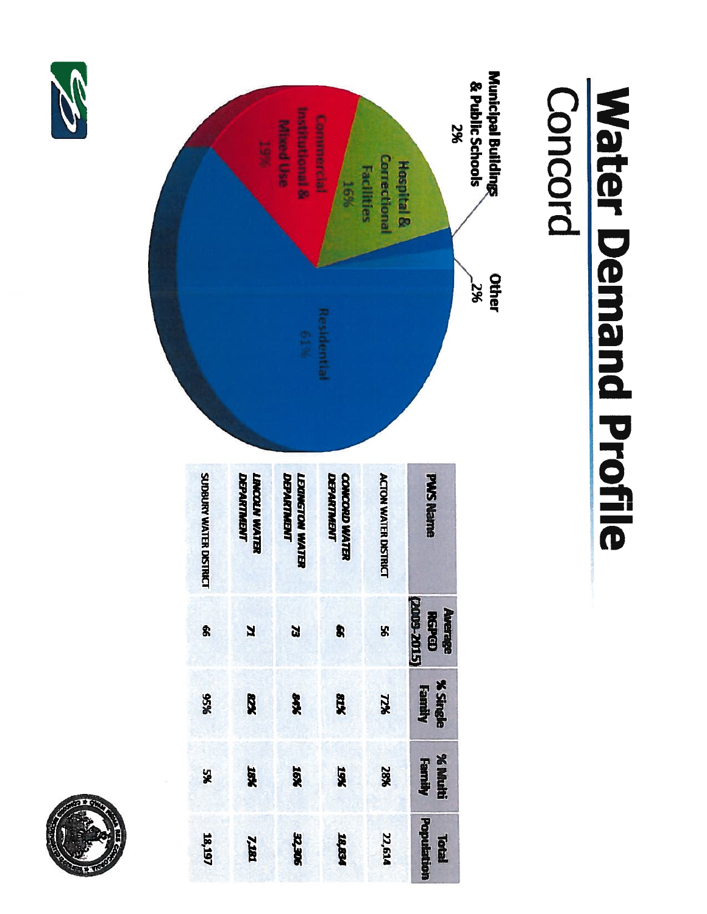# Water Demand Profile

## Concord

Municipal Buildings & Public Schools
2%

Other
2%

Hospital & Correctional Facilities
16%

Commercial Institutional & Mixed Use
19%

Residential
61%

| PWS Name | Average RGPCD (2009-2015) | % Single Family | % Multi Family | Total Population |
|---|---|---|---|---|
| ACTON WATER DISTRICT | 56 | 72% | 28% | 22,614 |
| CONCORD WATER DEPARTMENT | 66 | 81% | 19% | 18,834 |
| LEXINGTON WATER DEPARTMENT | 73 | 84% | 16% | 32,306 |
| LINCOLN WATER DEPARTMENT | 71 | 82% | 18% | 7,181 |
| SUDBURY WATER DISTRICT | 66 | 95% | 5% | 18,197 |